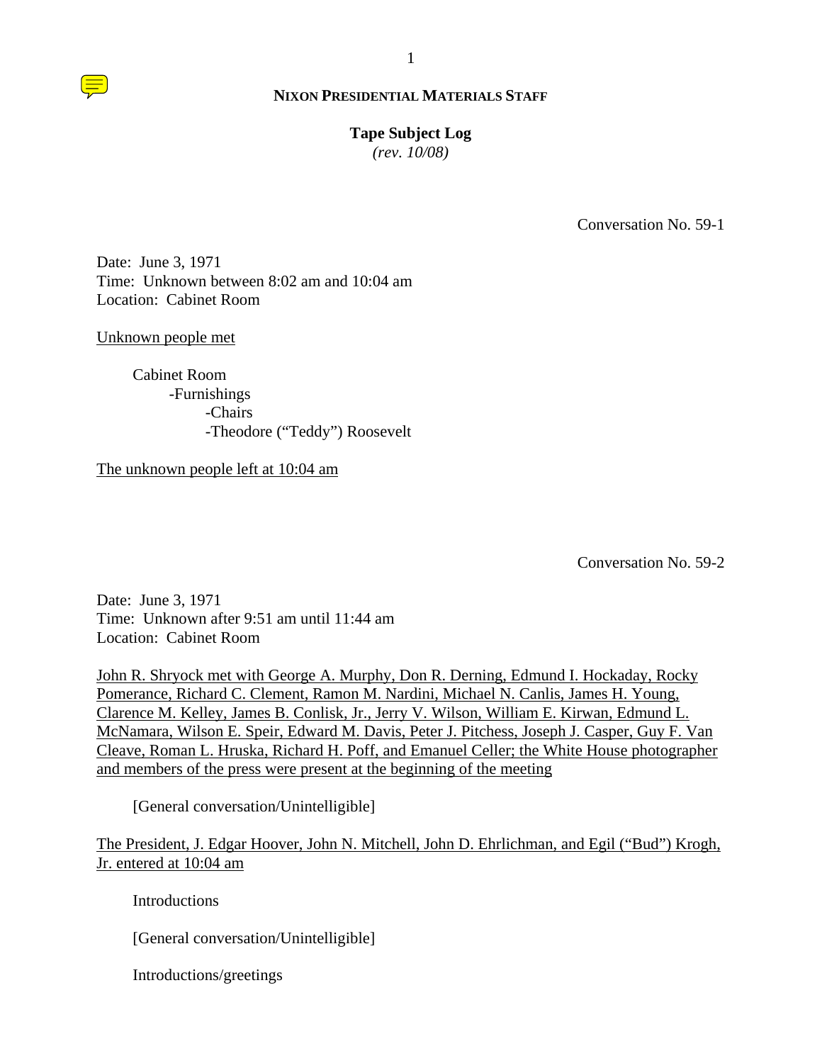**NIXON PRESIDENTIAL MATERIALS STAFF**

**Tape Subject Log**
*(rev. 10/08)*

Conversation No. 59-1

Date: June 3, 1971
Time: Unknown between 8:02 am and 10:04 am
Location: Cabinet Room

Unknown people met

Cabinet Room
- -Furnishings
  - -Chairs
  - -Theodore ("Teddy") Roosevelt

The unknown people left at 10:04 am

Conversation No. 59-2

Date: June 3, 1971
Time: Unknown after 9:51 am until 11:44 am
Location: Cabinet Room

John R. Shryock met with George A. Murphy, Don R. Derning, Edmund I. Hockaday, Rocky Pomerance, Richard C. Clement, Ramon M. Nardini, Michael N. Canlis, James H. Young, Clarence M. Kelley, James B. Conlisk, Jr., Jerry V. Wilson, William E. Kirwan, Edmund L. McNamara, Wilson E. Speir, Edward M. Davis, Peter J. Pitchess, Joseph J. Casper, Guy F. Van Cleave, Roman L. Hruska, Richard H. Poff, and Emanuel Celler; the White House photographer and members of the press were present at the beginning of the meeting

[General conversation/Unintelligible]

The President, J. Edgar Hoover, John N. Mitchell, John D. Ehrlichman, and Egil ("Bud") Krogh, Jr. entered at 10:04 am

Introductions

[General conversation/Unintelligible]

Introductions/greetings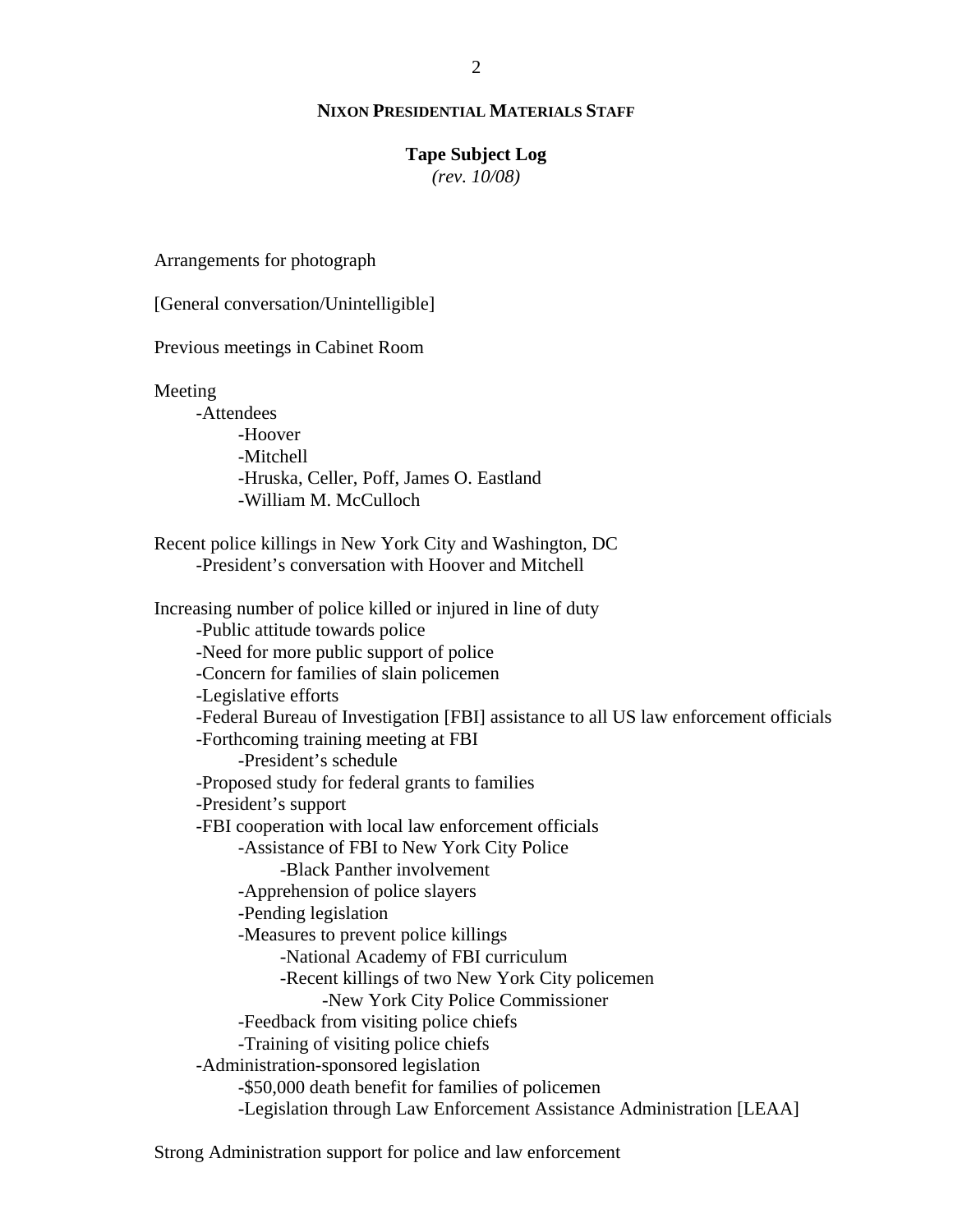**NIXON PRESIDENTIAL MATERIALS STAFF**

**Tape Subject Log**
*(rev. 10/08)*

Arrangements for photograph

[General conversation/Unintelligible]

Previous meetings in Cabinet Room

Meeting
- -Attendees
  - -Hoover
  - -Mitchell
  - -Hruska, Celler, Poff, James O. Eastland
  - -William M. McCulloch

Recent police killings in New York City and Washington, DC
- -President's conversation with Hoover and Mitchell

Increasing number of police killed or injured in line of duty
- -Public attitude towards police
- -Need for more public support of police
- -Concern for families of slain policemen
- -Legislative efforts
- -Federal Bureau of Investigation [FBI] assistance to all US law enforcement officials
- -Forthcoming training meeting at FBI
  - -President's schedule
- -Proposed study for federal grants to families
- -President's support
- -FBI cooperation with local law enforcement officials
  - -Assistance of FBI to New York City Police
    - -Black Panther involvement
  - -Apprehension of police slayers
  - -Pending legislation
  - -Measures to prevent police killings
    - -National Academy of FBI curriculum
    - -Recent killings of two New York City policemen
      - -New York City Police Commissioner
  - -Feedback from visiting police chiefs
  - -Training of visiting police chiefs
- -Administration-sponsored legislation
  - -$50,000 death benefit for families of policemen
  - -Legislation through Law Enforcement Assistance Administration [LEAA]

Strong Administration support for police and law enforcement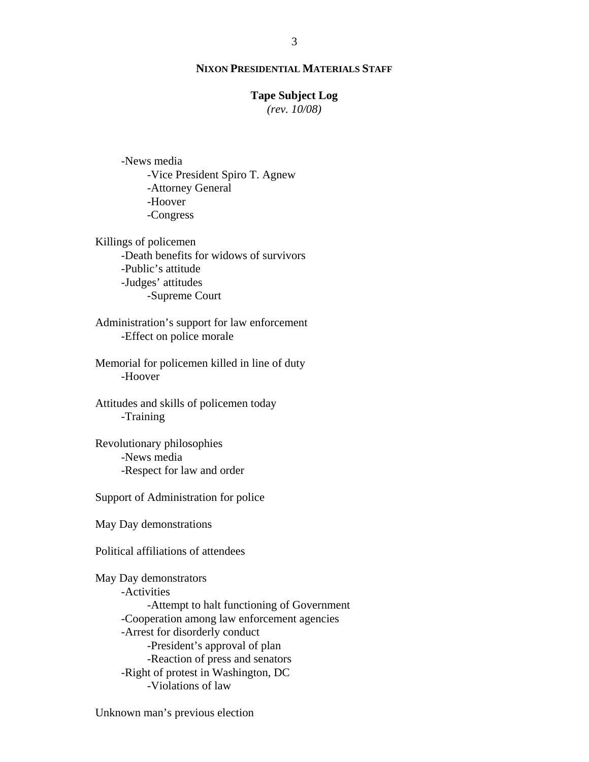**NIXON PRESIDENTIAL MATERIALS STAFF**

**Tape Subject Log**
*(rev. 10/08)*

- -News media
    - -Vice President Spiro T. Agnew
    - -Attorney General
    - -Hoover
    - -Congress

Killings of policemen
- -Death benefits for widows of survivors
- -Public's attitude
- -Judges' attitudes
    - -Supreme Court

Administration's support for law enforcement
- -Effect on police morale

Memorial for policemen killed in line of duty
- -Hoover

Attitudes and skills of policemen today
- -Training

Revolutionary philosophies
- -News media
- -Respect for law and order

Support of Administration for police

May Day demonstrations

Political affiliations of attendees

May Day demonstrators
- -Activities
    - -Attempt to halt functioning of Government
- -Cooperation among law enforcement agencies
- -Arrest for disorderly conduct
    - -President's approval of plan
    - -Reaction of press and senators
- -Right of protest in Washington, DC
    - -Violations of law

Unknown man's previous election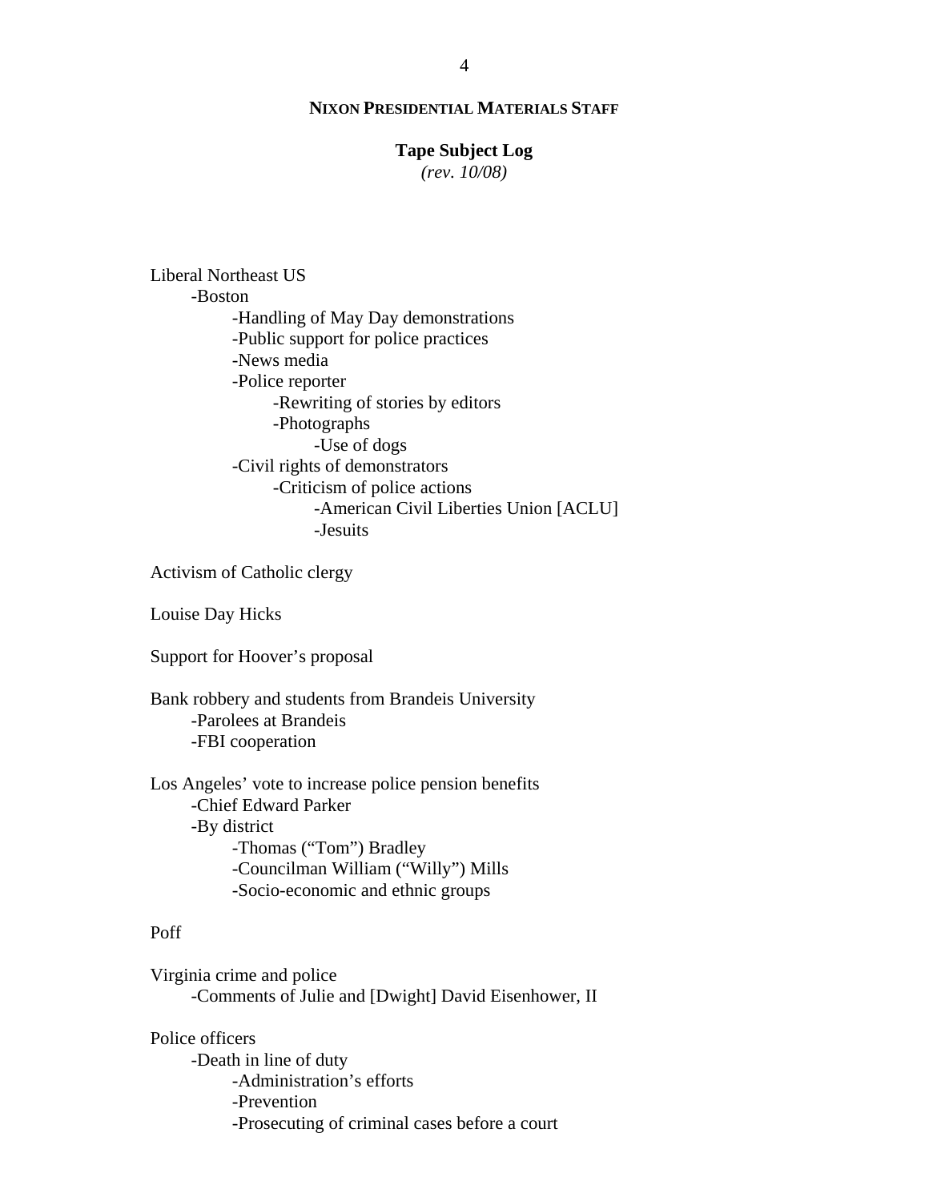**NIXON PRESIDENTIAL MATERIALS STAFF**

**Tape Subject Log**
*(rev. 10/08)*

Liberal Northeast US
- Boston
  - Handling of May Day demonstrations
  - Public support for police practices
  - News media
  - Police reporter
    - Rewriting of stories by editors
    - Photographs
      - Use of dogs
  - Civil rights of demonstrators
    - Criticism of police actions
      - American Civil Liberties Union [ACLU]
      - Jesuits

Activism of Catholic clergy

Louise Day Hicks

Support for Hoover's proposal

Bank robbery and students from Brandeis University
- Parolees at Brandeis
- FBI cooperation

Los Angeles' vote to increase police pension benefits
- Chief Edward Parker
- By district
  - Thomas ("Tom") Bradley
  - Councilman William ("Willy") Mills
  - Socio-economic and ethnic groups

Poff

Virginia crime and police
- Comments of Julie and [Dwight] David Eisenhower, II

Police officers
- Death in line of duty
  - Administration's efforts
  - Prevention
  - Prosecuting of criminal cases before a court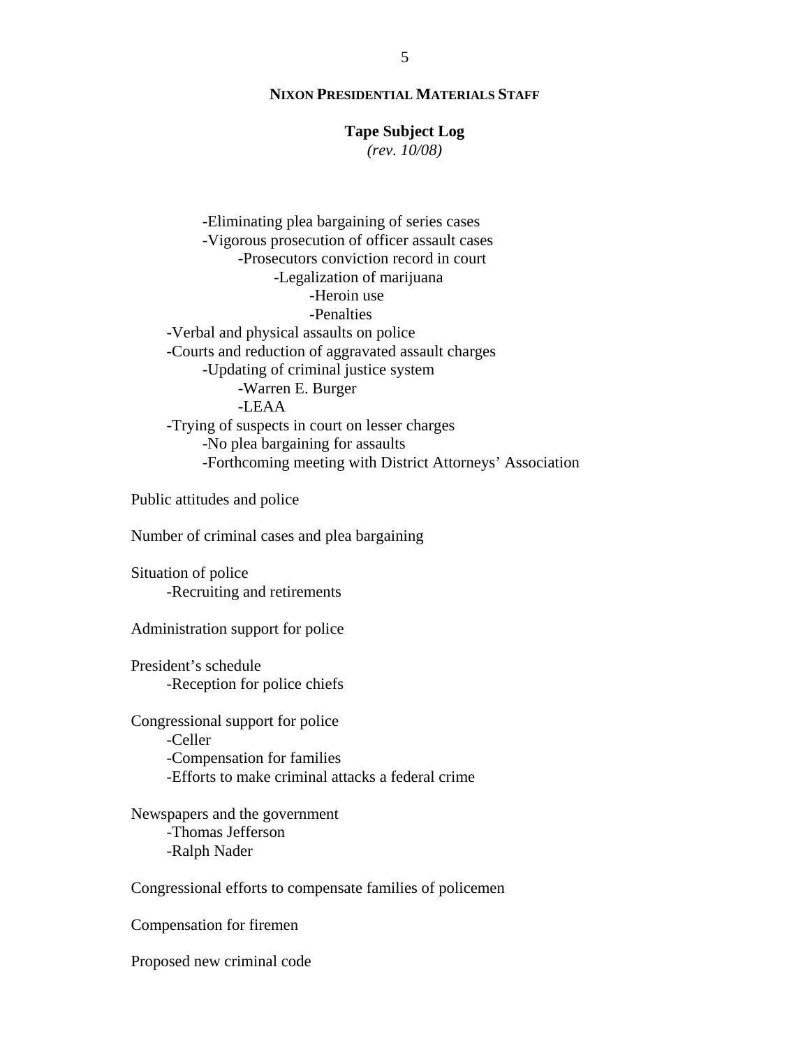**NIXON PRESIDENTIAL MATERIALS STAFF**

**Tape Subject Log**
*(rev. 10/08)*

            -Eliminating plea bargaining of series cases
            -Vigorous prosecution of officer assault cases
                  -Prosecutors conviction record in court
                        -Legalization of marijuana
                              -Heroin use
                              -Penalties
      -Verbal and physical assaults on police
      -Courts and reduction of aggravated assault charges
            -Updating of criminal justice system
                  -Warren E. Burger
                  -LEAA
      -Trying of suspects in court on lesser charges
            -No plea bargaining for assaults
            -Forthcoming meeting with District Attorneys' Association

Public attitudes and police

Number of criminal cases and plea bargaining

Situation of police
      -Recruiting and retirements

Administration support for police

President's schedule
      -Reception for police chiefs

Congressional support for police
      -Celler
      -Compensation for families
      -Efforts to make criminal attacks a federal crime

Newspapers and the government
      -Thomas Jefferson
      -Ralph Nader

Congressional efforts to compensate families of policemen

Compensation for firemen

Proposed new criminal code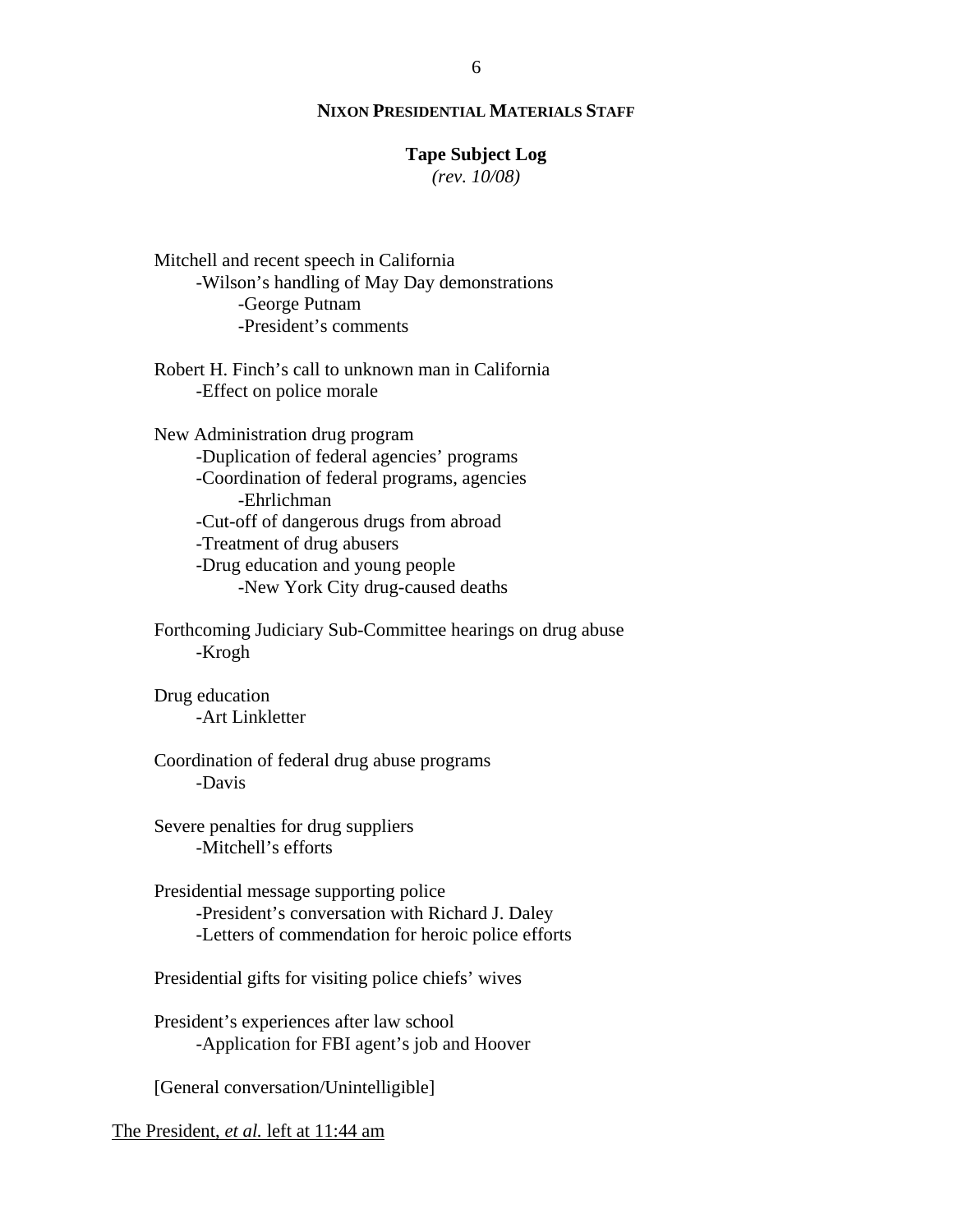**NIXON PRESIDENTIAL MATERIALS STAFF**

**Tape Subject Log**
*(rev. 10/08)*

Mitchell and recent speech in California
- Wilson's handling of May Day demonstrations
    - George Putnam
    - President's comments

Robert H. Finch's call to unknown man in California
- Effect on police morale

New Administration drug program
- Duplication of federal agencies' programs
- Coordination of federal programs, agencies
    - Ehrlichman
- Cut-off of dangerous drugs from abroad
- Treatment of drug abusers
- Drug education and young people
    - New York City drug-caused deaths

Forthcoming Judiciary Sub-Committee hearings on drug abuse
- Krogh

Drug education
- Art Linkletter

Coordination of federal drug abuse programs
- Davis

Severe penalties for drug suppliers
- Mitchell's efforts

Presidential message supporting police
- President's conversation with Richard J. Daley
- Letters of commendation for heroic police efforts

Presidential gifts for visiting police chiefs' wives

President's experiences after law school
- Application for FBI agent's job and Hoover

[General conversation/Unintelligible]

<u>The President, *et al.* left at 11:44 am</u>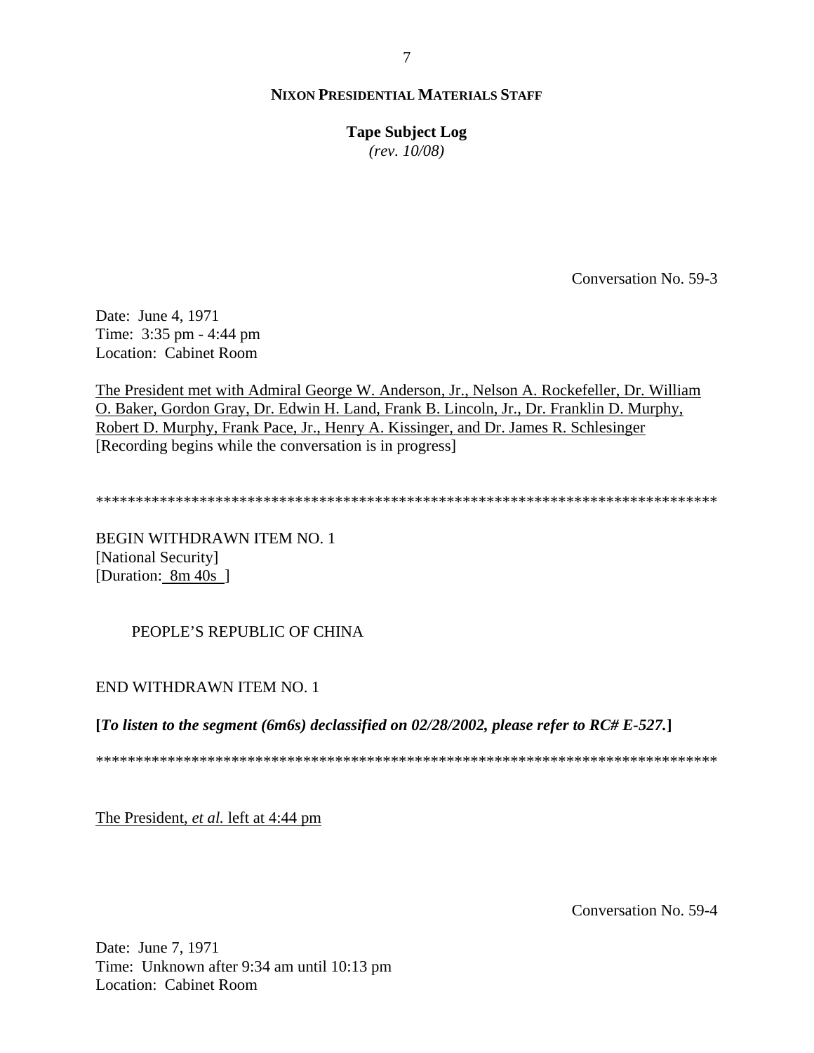Conversation No. 59-3

Date: June 4, 1971
Time: 3:35 pm - 4:44 pm
Location: Cabinet Room

The President met with Admiral George W. Anderson, Jr., Nelson A. Rockefeller, Dr. William O. Baker, Gordon Gray, Dr. Edwin H. Land, Frank B. Lincoln, Jr., Dr. Franklin D. Murphy, Robert D. Murphy, Frank Pace, Jr., Henry A. Kissinger, and Dr. James R. Schlesinger
[Recording begins while the conversation is in progress]

********************************************************************************

BEGIN WITHDRAWN ITEM NO. 1
[National Security]
[Duration: 8m 40s ]

PEOPLE'S REPUBLIC OF CHINA

END WITHDRAWN ITEM NO. 1

**[*To listen to the segment (6m6s) declassified on 02/28/2002, please refer to RC# E-527.*]**

********************************************************************************

The President, *et al.* left at 4:44 pm

Conversation No. 59-4

Date: June 7, 1971
Time: Unknown after 9:34 am until 10:13 pm
Location: Cabinet Room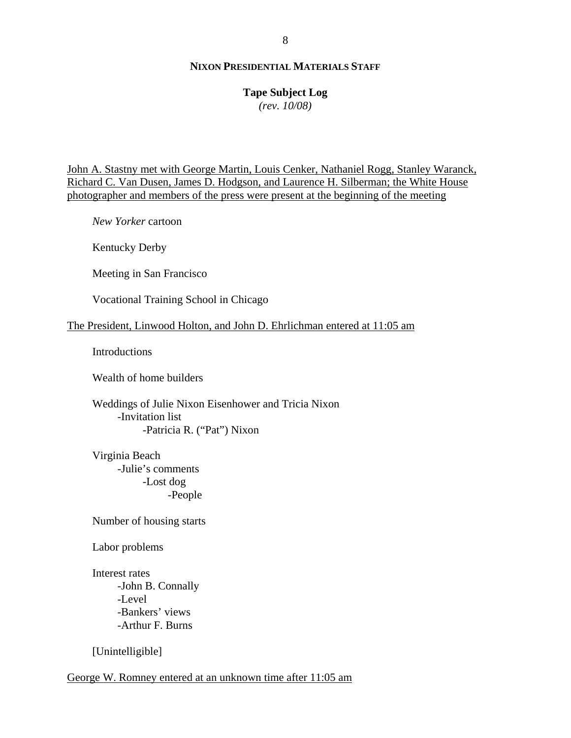**NIXON PRESIDENTIAL MATERIALS STAFF**

**Tape Subject Log**
*(rev. 10/08)*

John A. Stastny met with George Martin, Louis Cenker, Nathaniel Rogg, Stanley Waranck, Richard C. Van Dusen, James D. Hodgson, and Laurence H. Silberman; the White House photographer and members of the press were present at the beginning of the meeting

- *New Yorker* cartoon
- Kentucky Derby
- Meeting in San Francisco
- Vocational Training School in Chicago

The President, Linwood Holton, and John D. Ehrlichman entered at 11:05 am

- Introductions
- Wealth of home builders
- Weddings of Julie Nixon Eisenhower and Tricia Nixon
    - -Invitation list
        - -Patricia R. ("Pat") Nixon
- Virginia Beach
    - -Julie's comments
        - -Lost dog
            - -People
- Number of housing starts
- Labor problems
- Interest rates
    - -John B. Connally
    - -Level
    - -Bankers' views
    - -Arthur F. Burns
- [Unintelligible]

George W. Romney entered at an unknown time after 11:05 am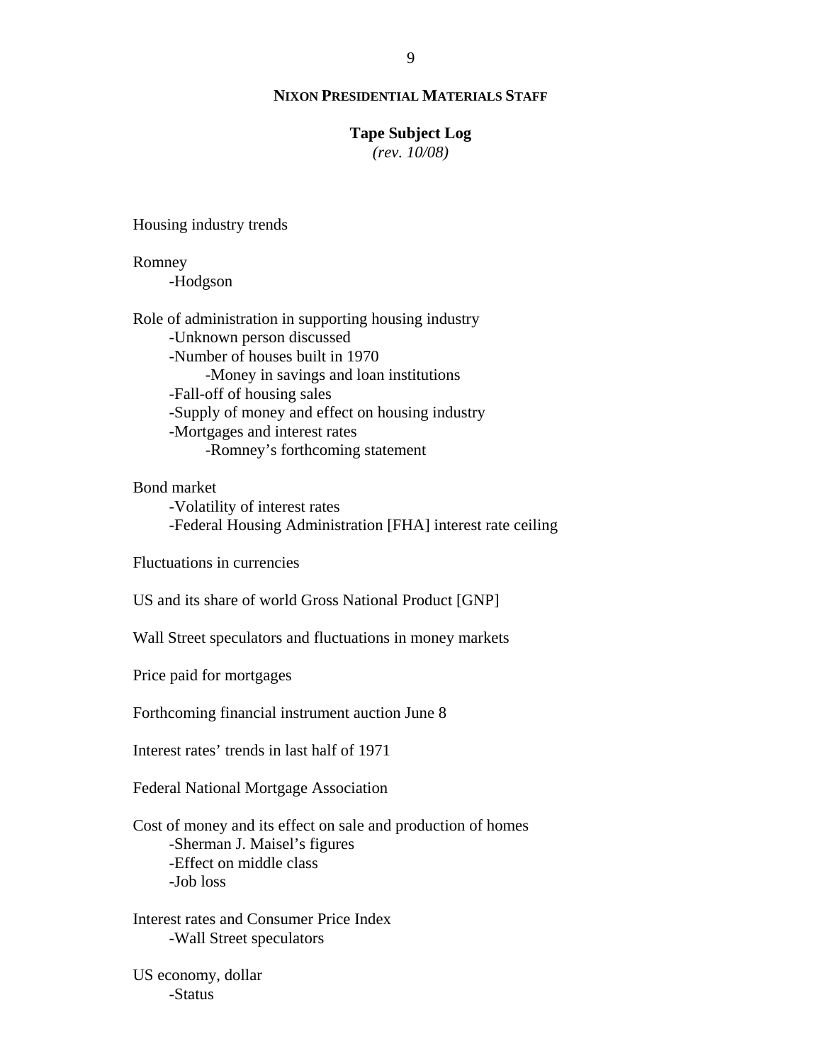**NIXON PRESIDENTIAL MATERIALS STAFF**

**Tape Subject Log**
*(rev. 10/08)*

Housing industry trends

Romney
- Hodgson

Role of administration in supporting housing industry
- Unknown person discussed
- Number of houses built in 1970
  - Money in savings and loan institutions
- Fall-off of housing sales
- Supply of money and effect on housing industry
- Mortgages and interest rates
  - Romney's forthcoming statement

Bond market
- Volatility of interest rates
- Federal Housing Administration [FHA] interest rate ceiling

Fluctuations in currencies

US and its share of world Gross National Product [GNP]

Wall Street speculators and fluctuations in money markets

Price paid for mortgages

Forthcoming financial instrument auction June 8

Interest rates' trends in last half of 1971

Federal National Mortgage Association

Cost of money and its effect on sale and production of homes
- Sherman J. Maisel's figures
- Effect on middle class
- Job loss

Interest rates and Consumer Price Index
- Wall Street speculators

US economy, dollar
- Status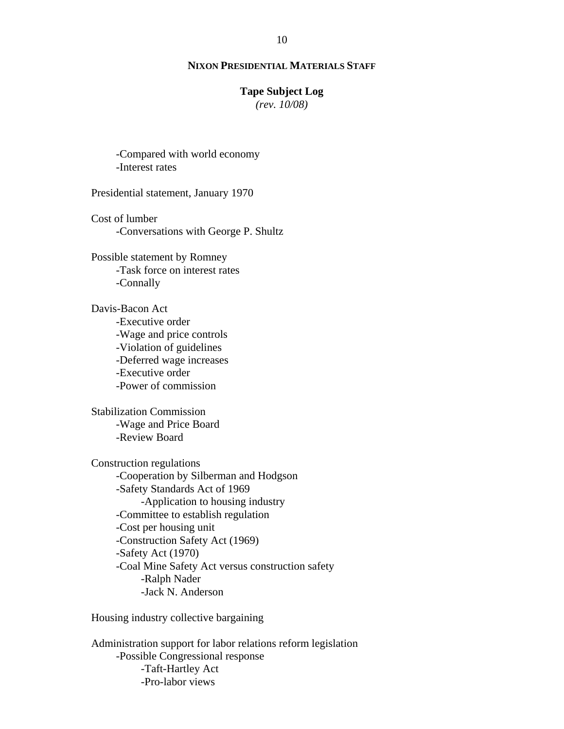**NIXON PRESIDENTIAL MATERIALS STAFF**

**Tape Subject Log**
*(rev. 10/08)*

- -Compared with world economy
- -Interest rates

Presidential statement, January 1970

Cost of lumber
- -Conversations with George P. Shultz

Possible statement by Romney
- -Task force on interest rates
- -Connally

Davis-Bacon Act
- -Executive order
- -Wage and price controls
- -Violation of guidelines
- -Deferred wage increases
- -Executive order
- -Power of commission

Stabilization Commission
- -Wage and Price Board
- -Review Board

Construction regulations
- -Cooperation by Silberman and Hodgson
- -Safety Standards Act of 1969
    - -Application to housing industry
- -Committee to establish regulation
- -Cost per housing unit
- -Construction Safety Act (1969)
- -Safety Act (1970)
- -Coal Mine Safety Act versus construction safety
    - -Ralph Nader
    - -Jack N. Anderson

Housing industry collective bargaining

Administration support for labor relations reform legislation
- -Possible Congressional response
    - -Taft-Hartley Act
    - -Pro-labor views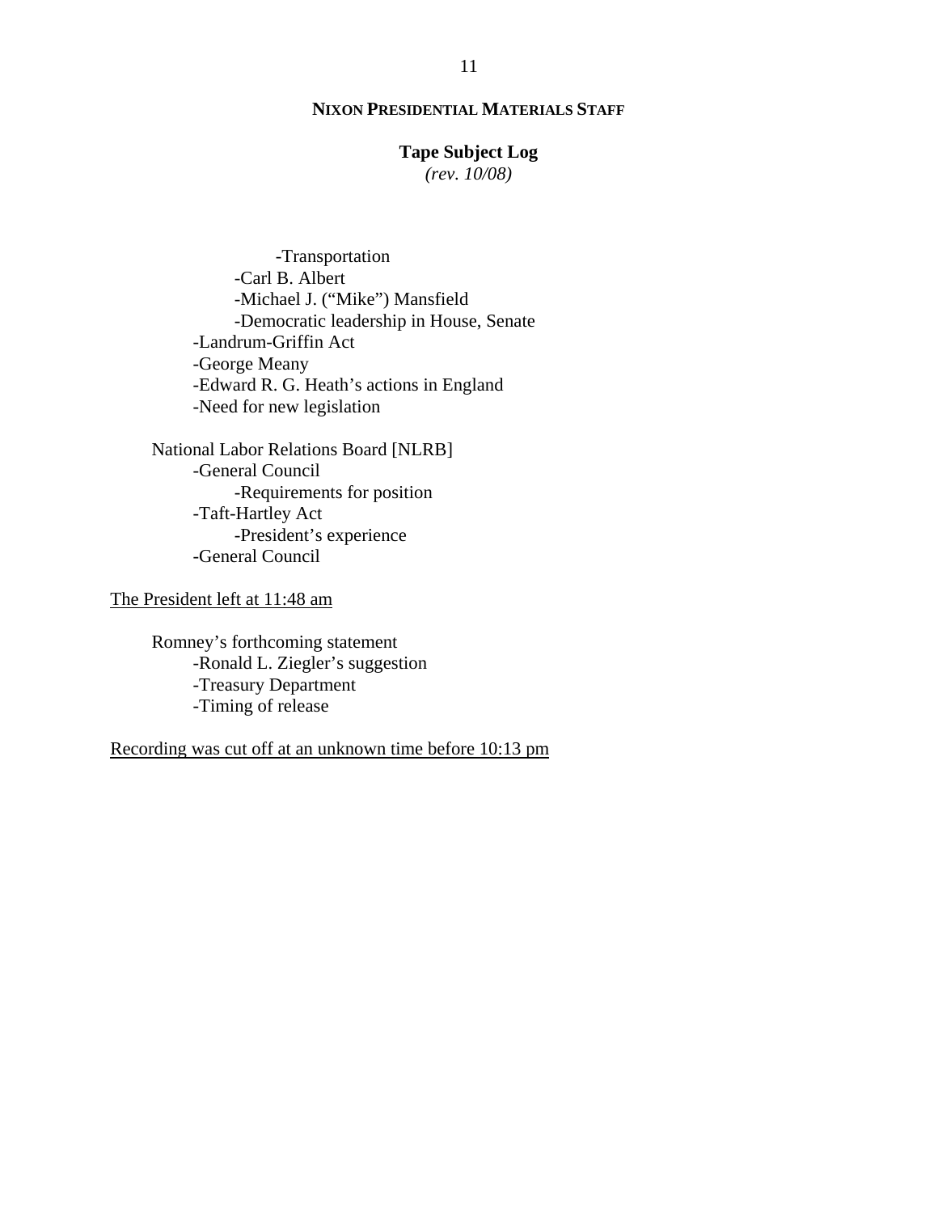**NIXON PRESIDENTIAL MATERIALS STAFF**

**Tape Subject Log**
*(rev. 10/08)*

- -Transportation
- -Carl B. Albert
- -Michael J. ("Mike") Mansfield
- -Democratic leadership in House, Senate
- -Landrum-Griffin Act
- -George Meany
- -Edward R. G. Heath's actions in England
- -Need for new legislation

National Labor Relations Board [NLRB]
- -General Council
  - -Requirements for position
- -Taft-Hartley Act
  - -President's experience
- -General Council

<u>The President left at 11:48 am</u>

Romney's forthcoming statement
- -Ronald L. Ziegler's suggestion
- -Treasury Department
- -Timing of release

<u>Recording was cut off at an unknown time before 10:13 pm</u>